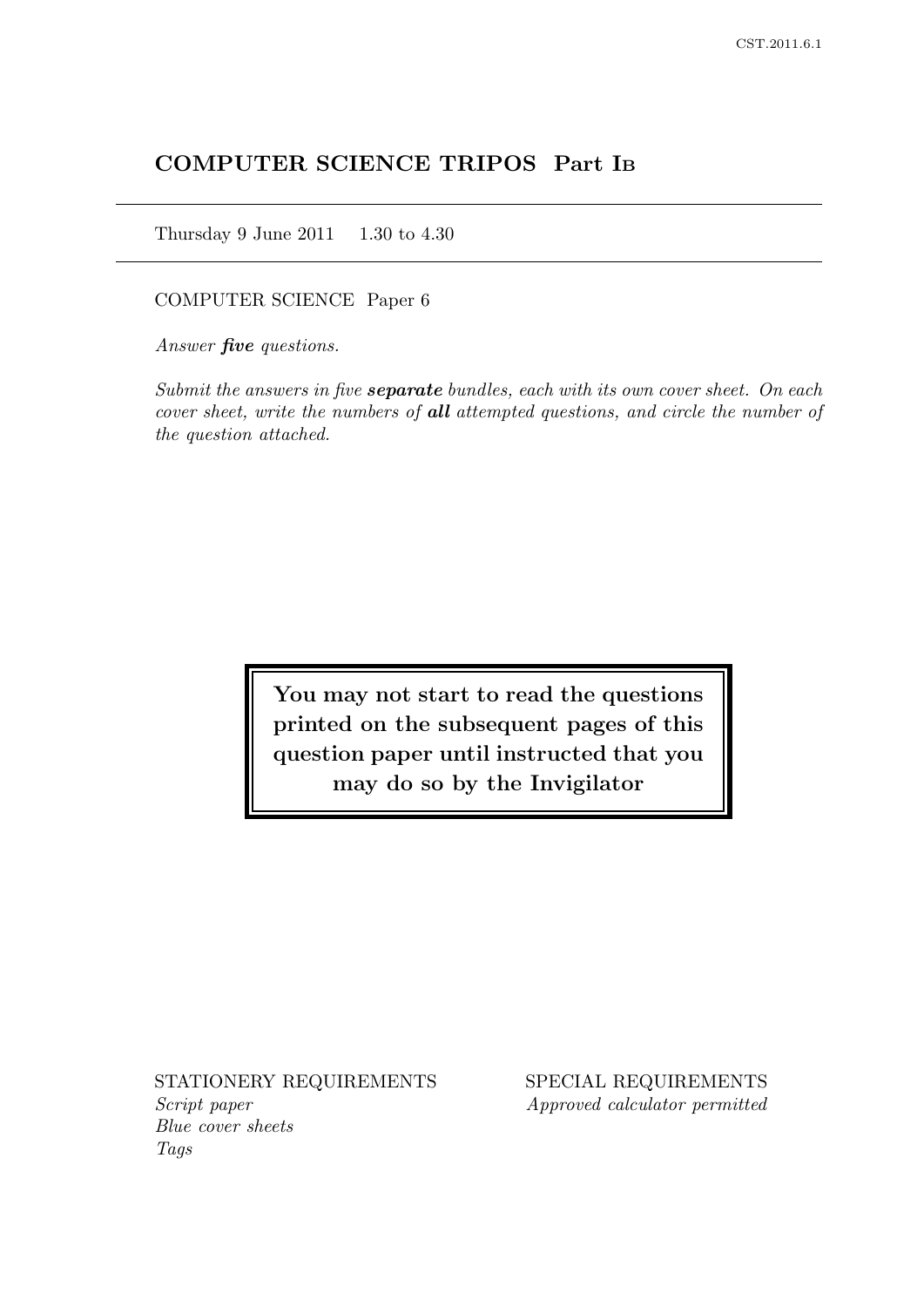# COMPUTER SCIENCE TRIPOS Part IB

Thursday 9 June 2011 1.30 to 4.30

COMPUTER SCIENCE Paper 6

*Answer **five** questions.*

*Submit the answers in five **separate** bundles, each with its own cover sheet. On each cover sheet, write the numbers of **all** attempted questions, and circle the number of the question attached.*

**You may not start to read the questions printed on the subsequent pages of this question paper until instructed that you may do so by the Invigilator**

STATIONERY REQUIREMENTS
*Script paper*
*Blue cover sheets*
*Tags*

SPECIAL REQUIREMENTS
*Approved calculator permitted*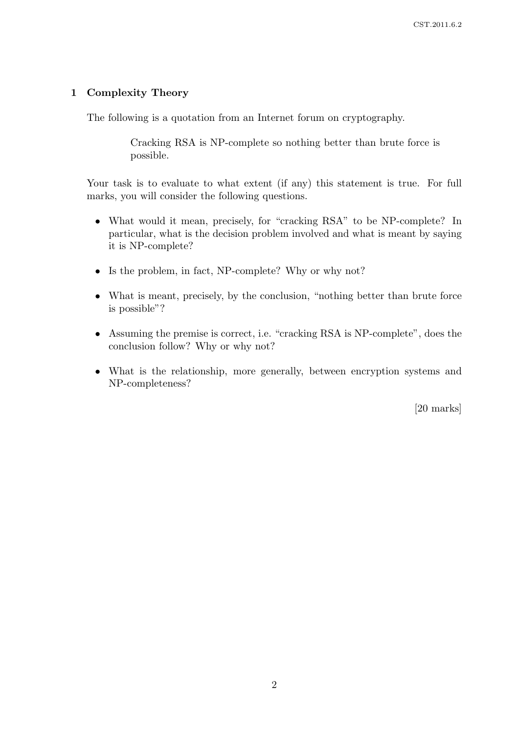## 1 Complexity Theory

The following is a quotation from an Internet forum on cryptography.

> Cracking RSA is NP-complete so nothing better than brute force is possible.

Your task is to evaluate to what extent (if any) this statement is true. For full marks, you will consider the following questions.

- What would it mean, precisely, for "cracking RSA" to be NP-complete? In particular, what is the decision problem involved and what is meant by saying it is NP-complete?
- Is the problem, in fact, NP-complete? Why or why not?
- What is meant, precisely, by the conclusion, "nothing better than brute force is possible"?
- Assuming the premise is correct, i.e. "cracking RSA is NP-complete", does the conclusion follow? Why or why not?
- What is the relationship, more generally, between encryption systems and NP-completeness?

[20 marks]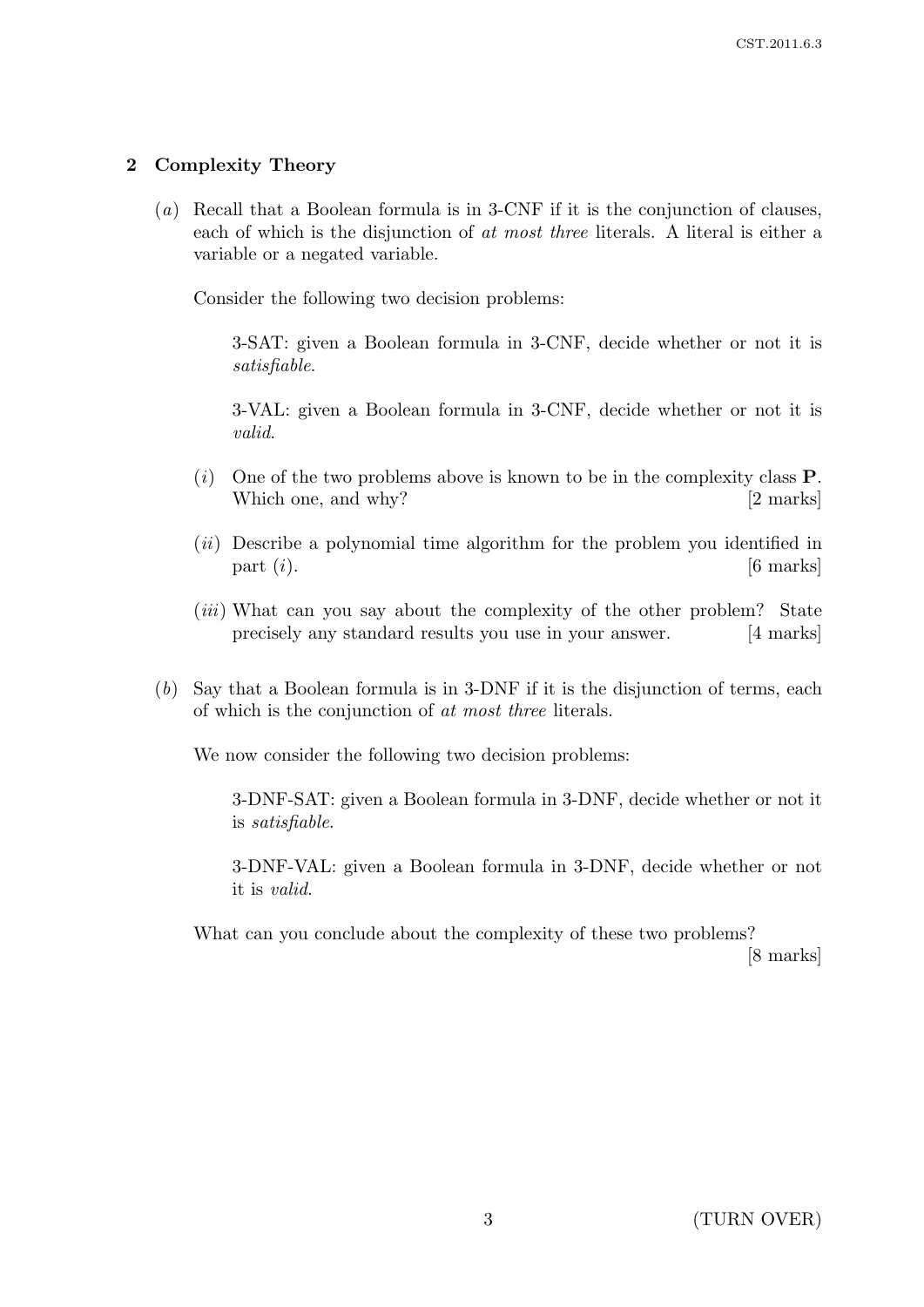## 2 Complexity Theory

(*a*) Recall that a Boolean formula is in 3-CNF if it is the conjunction of clauses, each of which is the disjunction of *at most three* literals. A literal is either a variable or a negated variable.

Consider the following two decision problems:

> 3-SAT: given a Boolean formula in 3-CNF, decide whether or not it is *satisfiable*.
>
> 3-VAL: given a Boolean formula in 3-CNF, decide whether or not it is *valid*.

(*i*) One of the two problems above is known to be in the complexity class **P**. Which one, and why? [2 marks]

(*ii*) Describe a polynomial time algorithm for the problem you identified in part (*i*). [6 marks]

(*iii*) What can you say about the complexity of the other problem? State precisely any standard results you use in your answer. [4 marks]

(*b*) Say that a Boolean formula is in 3-DNF if it is the disjunction of terms, each of which is the conjunction of *at most three* literals.

We now consider the following two decision problems:

> 3-DNF-SAT: given a Boolean formula in 3-DNF, decide whether or not it is *satisfiable*.
>
> 3-DNF-VAL: given a Boolean formula in 3-DNF, decide whether or not it is *valid*.

What can you conclude about the complexity of these two problems? [8 marks]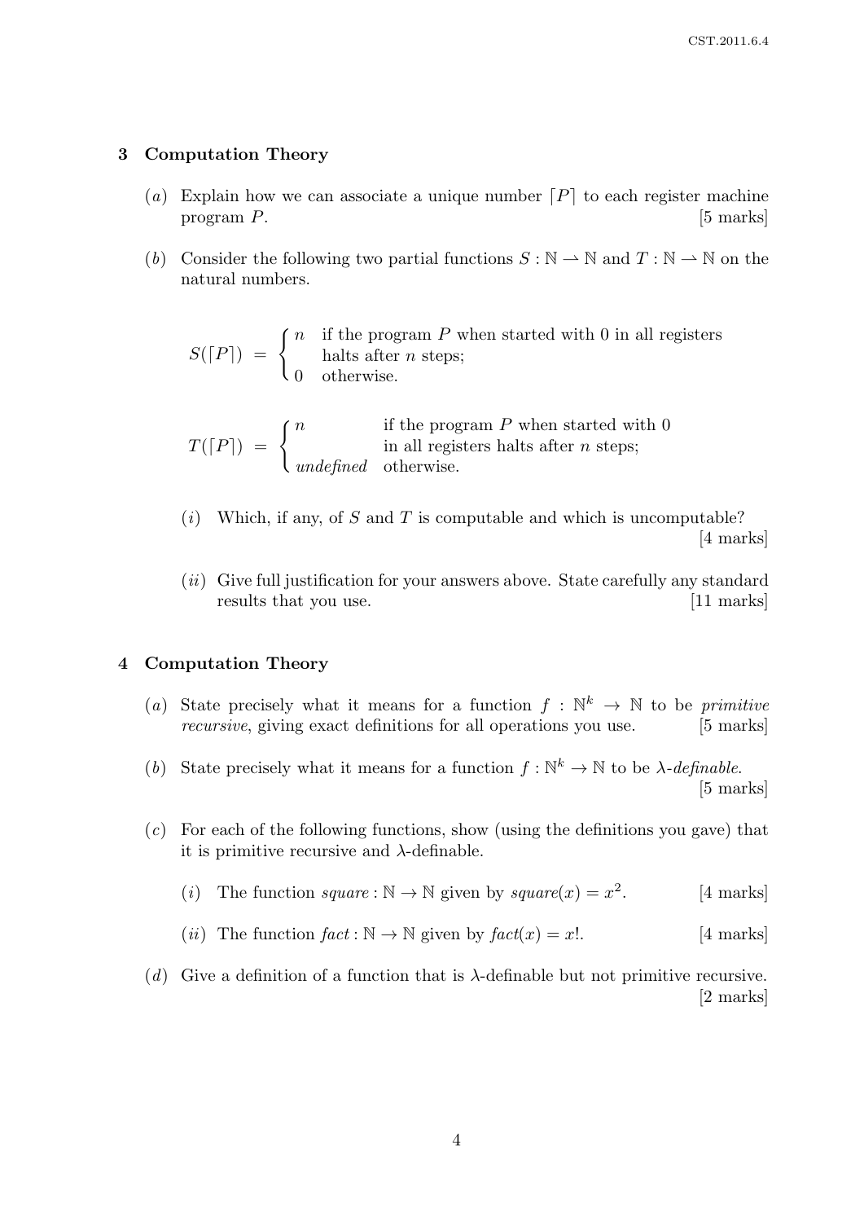## 3 Computation Theory

(*a*) Explain how we can associate a unique number $\ulcorner P \urcorner$ to each register machine program $P$. [5 marks]

(*b*) Consider the following two partial functions $S : \mathbb{N} \rightharpoonup \mathbb{N}$ and $T : \mathbb{N} \rightharpoonup \mathbb{N}$ on the natural numbers.

$$S(\ulcorner P \urcorner) = \begin{cases} n & \text{if the program } P \text{ when started with 0 in all registers} \\ & \text{halts after } n \text{ steps;} \\ 0 & \text{otherwise.} \end{cases}$$

$$T(\ulcorner P \urcorner) = \begin{cases} n & \text{if the program } P \text{ when started with 0} \\ & \text{in all registers halts after } n \text{ steps;} \\ \textit{undefined} & \text{otherwise.} \end{cases}$$

(*i*) Which, if any, of $S$ and $T$ is computable and which is uncomputable? [4 marks]

(*ii*) Give full justification for your answers above. State carefully any standard results that you use. [11 marks]

## 4 Computation Theory

(*a*) State precisely what it means for a function $f : \mathbb{N}^k \to \mathbb{N}$ to be *primitive recursive*, giving exact definitions for all operations you use. [5 marks]

(*b*) State precisely what it means for a function $f : \mathbb{N}^k \to \mathbb{N}$ to be $\lambda$-*definable*. [5 marks]

(*c*) For each of the following functions, show (using the definitions you gave) that it is primitive recursive and $\lambda$-definable.

(*i*) The function $square : \mathbb{N} \to \mathbb{N}$ given by $square(x) = x^2$. [4 marks]

(*ii*) The function $fact : \mathbb{N} \to \mathbb{N}$ given by $fact(x) = x!$. [4 marks]

(*d*) Give a definition of a function that is $\lambda$-definable but not primitive recursive. [2 marks]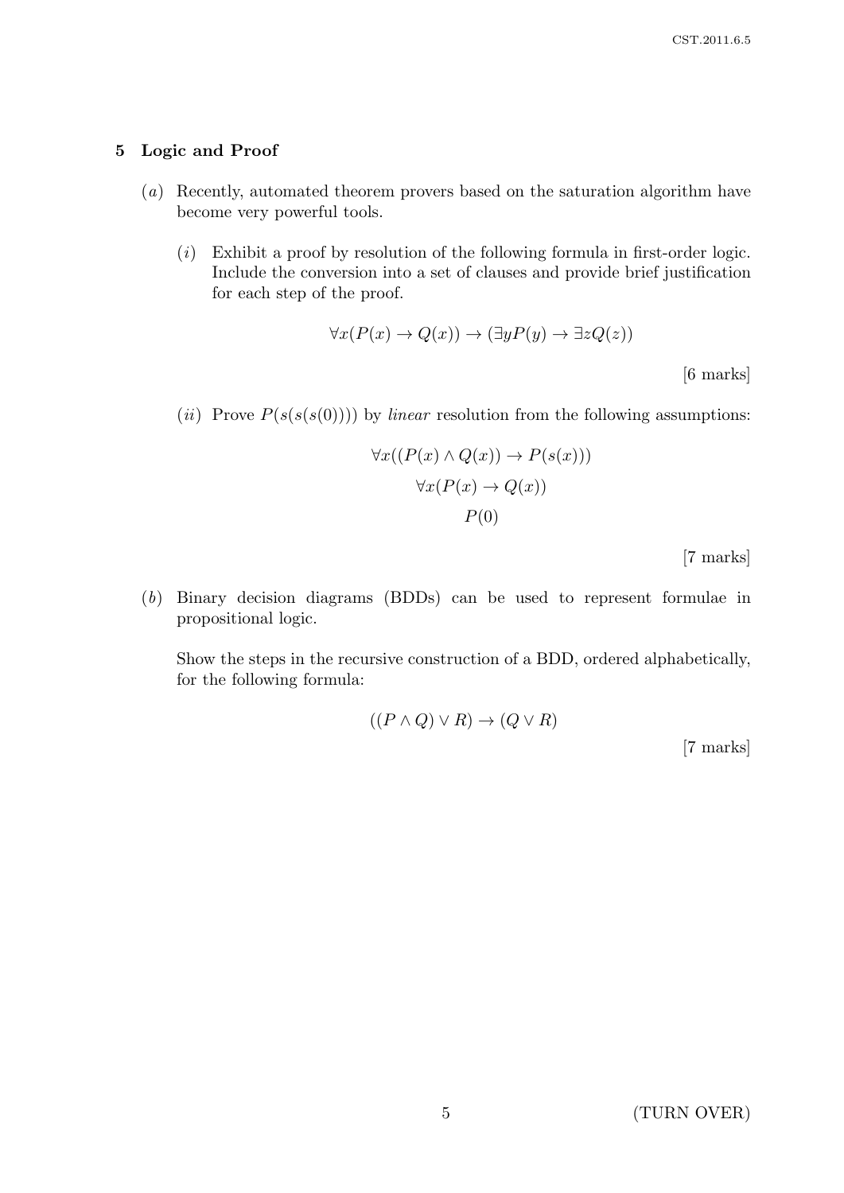## 5 Logic and Proof

(*a*) Recently, automated theorem provers based on the saturation algorithm have become very powerful tools.

(*i*) Exhibit a proof by resolution of the following formula in first-order logic. Include the conversion into a set of clauses and provide brief justification for each step of the proof.

$$\forall x(P(x) \to Q(x)) \to (\exists y P(y) \to \exists z Q(z))$$

[6 marks]

(*ii*) Prove $P(s(s(s(0))))$ by *linear* resolution from the following assumptions:

$$\forall x((P(x) \land Q(x)) \to P(s(x)))$$

$$\forall x(P(x) \to Q(x))$$

$$P(0)$$

[7 marks]

(*b*) Binary decision diagrams (BDDs) can be used to represent formulae in propositional logic.

Show the steps in the recursive construction of a BDD, ordered alphabetically, for the following formula:

$$((P \land Q) \lor R) \to (Q \lor R)$$

[7 marks]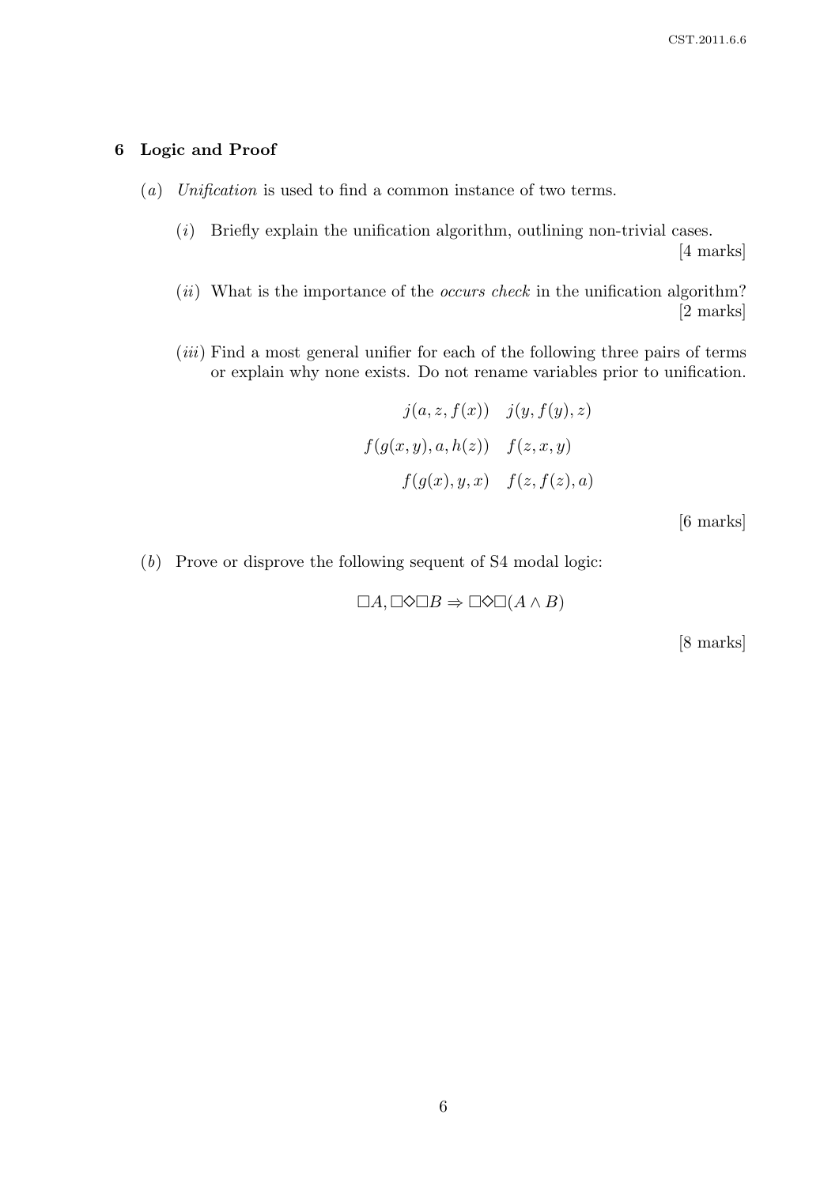## 6 Logic and Proof

(*a*) *Unification* is used to find a common instance of two terms.

(*i*) Briefly explain the unification algorithm, outlining non-trivial cases. [4 marks]

(*ii*) What is the importance of the *occurs check* in the unification algorithm? [2 marks]

(*iii*) Find a most general unifier for each of the following three pairs of terms or explain why none exists. Do not rename variables prior to unification.

$$j(a, z, f(x)) \quad j(y, f(y), z)$$

$$f(g(x, y), a, h(z)) \quad f(z, x, y)$$

$$f(g(x), y, x) \quad f(z, f(z), a)$$

[6 marks]

(*b*) Prove or disprove the following sequent of S4 modal logic:

$$\Box A, \Box\Diamond\Box B \Rightarrow \Box\Diamond\Box(A \wedge B)$$

[8 marks]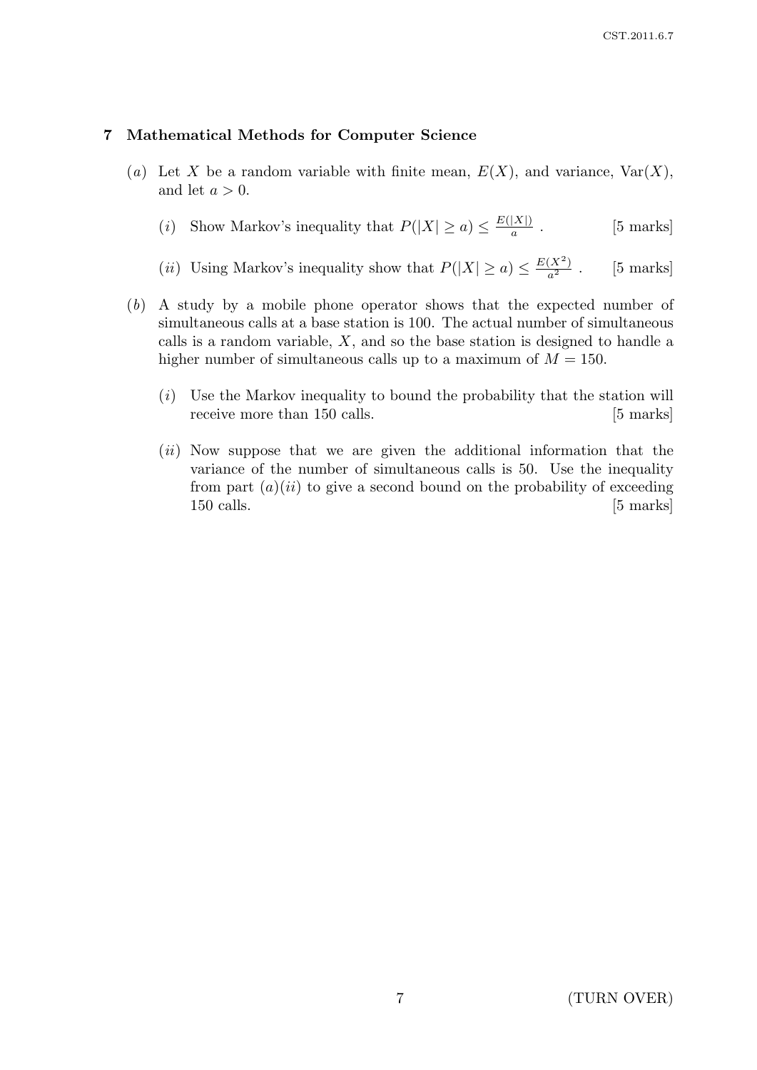## 7 Mathematical Methods for Computer Science

(*a*) Let $X$ be a random variable with finite mean, $E(X)$, and variance, $\text{Var}(X)$, and let $a > 0$.

(*i*) Show Markov's inequality that $P(|X| \geq a) \leq \frac{E(|X|)}{a}$ . [5 marks]

(*ii*) Using Markov's inequality show that $P(|X| \geq a) \leq \frac{E(X^2)}{a^2}$ . [5 marks]

(*b*) A study by a mobile phone operator shows that the expected number of simultaneous calls at a base station is 100. The actual number of simultaneous calls is a random variable, $X$, and so the base station is designed to handle a higher number of simultaneous calls up to a maximum of $M = 150$.

(*i*) Use the Markov inequality to bound the probability that the station will receive more than 150 calls. [5 marks]

(*ii*) Now suppose that we are given the additional information that the variance of the number of simultaneous calls is 50. Use the inequality from part (*a*)(*ii*) to give a second bound on the probability of exceeding 150 calls. [5 marks]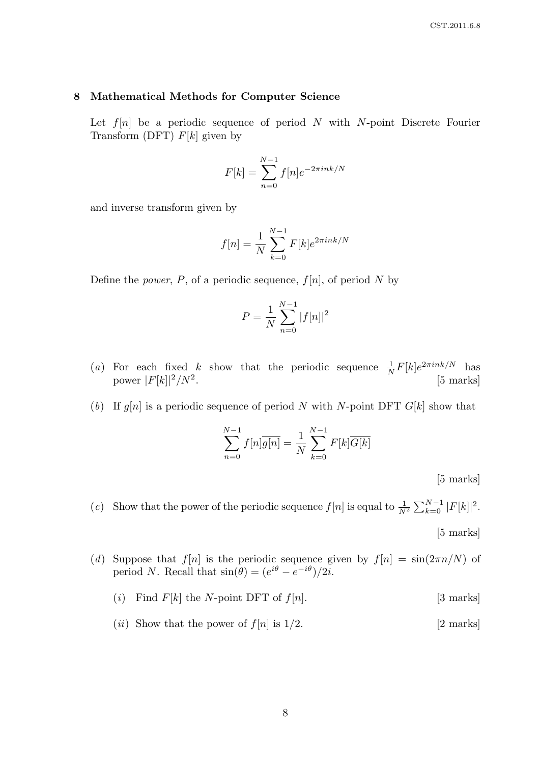## 8 Mathematical Methods for Computer Science

Let $f[n]$ be a periodic sequence of period $N$ with $N$-point Discrete Fourier Transform (DFT) $F[k]$ given by

$$F[k] = \sum_{n=0}^{N-1} f[n] e^{-2\pi i n k/N}$$

and inverse transform given by

$$f[n] = \frac{1}{N} \sum_{k=0}^{N-1} F[k] e^{2\pi i n k/N}$$

Define the *power*, $P$, of a periodic sequence, $f[n]$, of period $N$ by

$$P = \frac{1}{N} \sum_{n=0}^{N-1} |f[n]|^2$$

(*a*) For each fixed $k$ show that the periodic sequence $\frac{1}{N} F[k] e^{2\pi i n k/N}$ has power $|F[k]|^2/N^2$. [5 marks]

(*b*) If $g[n]$ is a periodic sequence of period $N$ with $N$-point DFT $G[k]$ show that

$$\sum_{n=0}^{N-1} f[n]\overline{g[n]} = \frac{1}{N} \sum_{k=0}^{N-1} F[k]\overline{G[k]}$$

[5 marks]

(*c*) Show that the power of the periodic sequence $f[n]$ is equal to $\frac{1}{N^2} \sum_{k=0}^{N-1} |F[k]|^2$.

[5 marks]

(*d*) Suppose that $f[n]$ is the periodic sequence given by $f[n] = \sin(2\pi n/N)$ of period $N$. Recall that $\sin(\theta) = (e^{i\theta} - e^{-i\theta})/2i$.

(*i*) Find $F[k]$ the $N$-point DFT of $f[n]$. [3 marks]

(*ii*) Show that the power of $f[n]$ is $1/2$. [2 marks]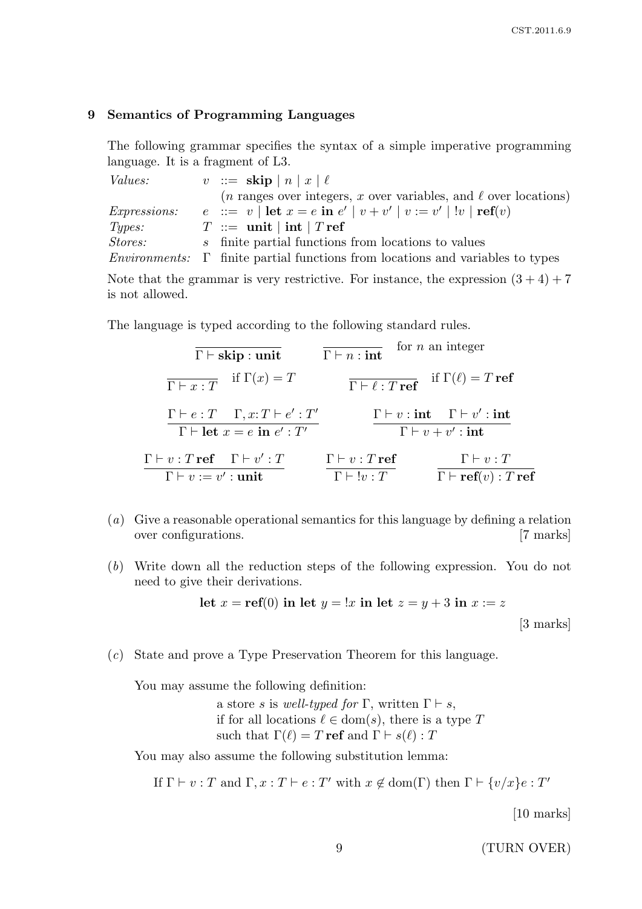## 9 Semantics of Programming Languages

The following grammar specifies the syntax of a simple imperative programming language. It is a fragment of L3.

*Values:* $v ::= \textbf{skip} \mid n \mid x \mid \ell$

($n$ ranges over integers, $x$ over variables, and $\ell$ over locations)

*Expressions:* $e ::= v \mid \textbf{let } x = e \textbf{ in } e' \mid v + v' \mid v := v' \mid !v \mid \textbf{ref}(v)$

*Types:* $T ::= \textbf{unit} \mid \textbf{int} \mid T\,\textbf{ref}$

*Stores:* $s$ finite partial functions from locations to values

*Environments:* $\Gamma$ finite partial functions from locations and variables to types

Note that the grammar is very restrictive. For instance, the expression $(3 + 4) + 7$ is not allowed.

The language is typed according to the following standard rules.

$$\frac{}{\Gamma \vdash \textbf{skip} : \textbf{unit}} \qquad \frac{}{\Gamma \vdash n : \textbf{int}} \text{ for } n \text{ an integer}$$

$$\frac{}{\Gamma \vdash x : T} \text{ if } \Gamma(x) = T \qquad \frac{}{\Gamma \vdash \ell : T\,\textbf{ref}} \text{ if } \Gamma(\ell) = T\,\textbf{ref}$$

$$\frac{\Gamma \vdash e : T \quad \Gamma, x{:}T \vdash e' : T'}{\Gamma \vdash \textbf{let } x = e \textbf{ in } e' : T'} \qquad \frac{\Gamma \vdash v : \textbf{int} \quad \Gamma \vdash v' : \textbf{int}}{\Gamma \vdash v + v' : \textbf{int}}$$

$$\frac{\Gamma \vdash v : T\,\textbf{ref} \quad \Gamma \vdash v' : T}{\Gamma \vdash v := v' : \textbf{unit}} \qquad \frac{\Gamma \vdash v : T\,\textbf{ref}}{\Gamma \vdash !v : T} \qquad \frac{\Gamma \vdash v : T}{\Gamma \vdash \textbf{ref}(v) : T\,\textbf{ref}}$$

(*a*) Give a reasonable operational semantics for this language by defining a relation over configurations. [7 marks]

(*b*) Write down all the reduction steps of the following expression. You do not need to give their derivations.

$$\textbf{let } x = \textbf{ref}(0) \textbf{ in let } y = !x \textbf{ in let } z = y + 3 \textbf{ in } x := z$$

[3 marks]

(*c*) State and prove a Type Preservation Theorem for this language.

You may assume the following definition:

a store $s$ is *well-typed for* $\Gamma$, written $\Gamma \vdash s$,
if for all locations $\ell \in \text{dom}(s)$, there is a type $T$
such that $\Gamma(\ell) = T\,\textbf{ref}$ and $\Gamma \vdash s(\ell) : T$

You may also assume the following substitution lemma:

If $\Gamma \vdash v : T$ and $\Gamma, x : T \vdash e : T'$ with $x \notin \text{dom}(\Gamma)$ then $\Gamma \vdash \{v/x\}e : T'$

[10 marks]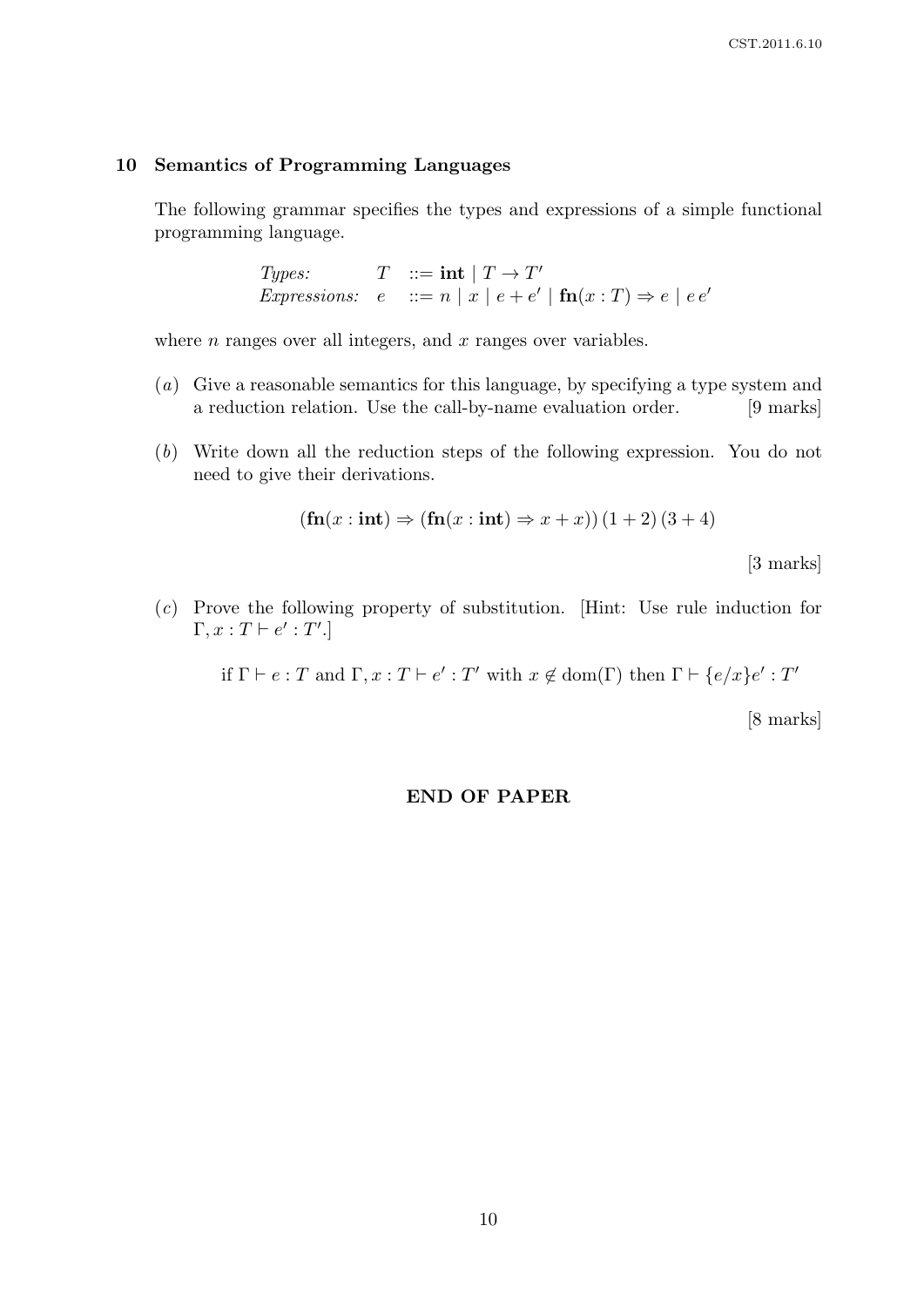## 10 Semantics of Programming Languages

The following grammar specifies the types and expressions of a simple functional programming language.

$$
\begin{array}{lll}
\textit{Types:} & T & ::= \mathbf{int} \mid T \rightarrow T' \\
\textit{Expressions:} & e & ::= n \mid x \mid e + e' \mid \mathbf{fn}(x : T) \Rightarrow e \mid e\, e'
\end{array}
$$

where $n$ ranges over all integers, and $x$ ranges over variables.

(*a*) Give a reasonable semantics for this language, by specifying a type system and a reduction relation. Use the call-by-name evaluation order. [9 marks]

(*b*) Write down all the reduction steps of the following expression. You do not need to give their derivations.

$$(\mathbf{fn}(x : \mathbf{int}) \Rightarrow (\mathbf{fn}(x : \mathbf{int}) \Rightarrow x + x))\,(1 + 2)\,(3 + 4)$$

[3 marks]

(*c*) Prove the following property of substitution. [Hint: Use rule induction for $\Gamma, x : T \vdash e' : T'$.]

$$\text{if } \Gamma \vdash e : T \text{ and } \Gamma, x : T \vdash e' : T' \text{ with } x \notin \text{dom}(\Gamma) \text{ then } \Gamma \vdash \{e/x\}e' : T'$$

[8 marks]

**END OF PAPER**